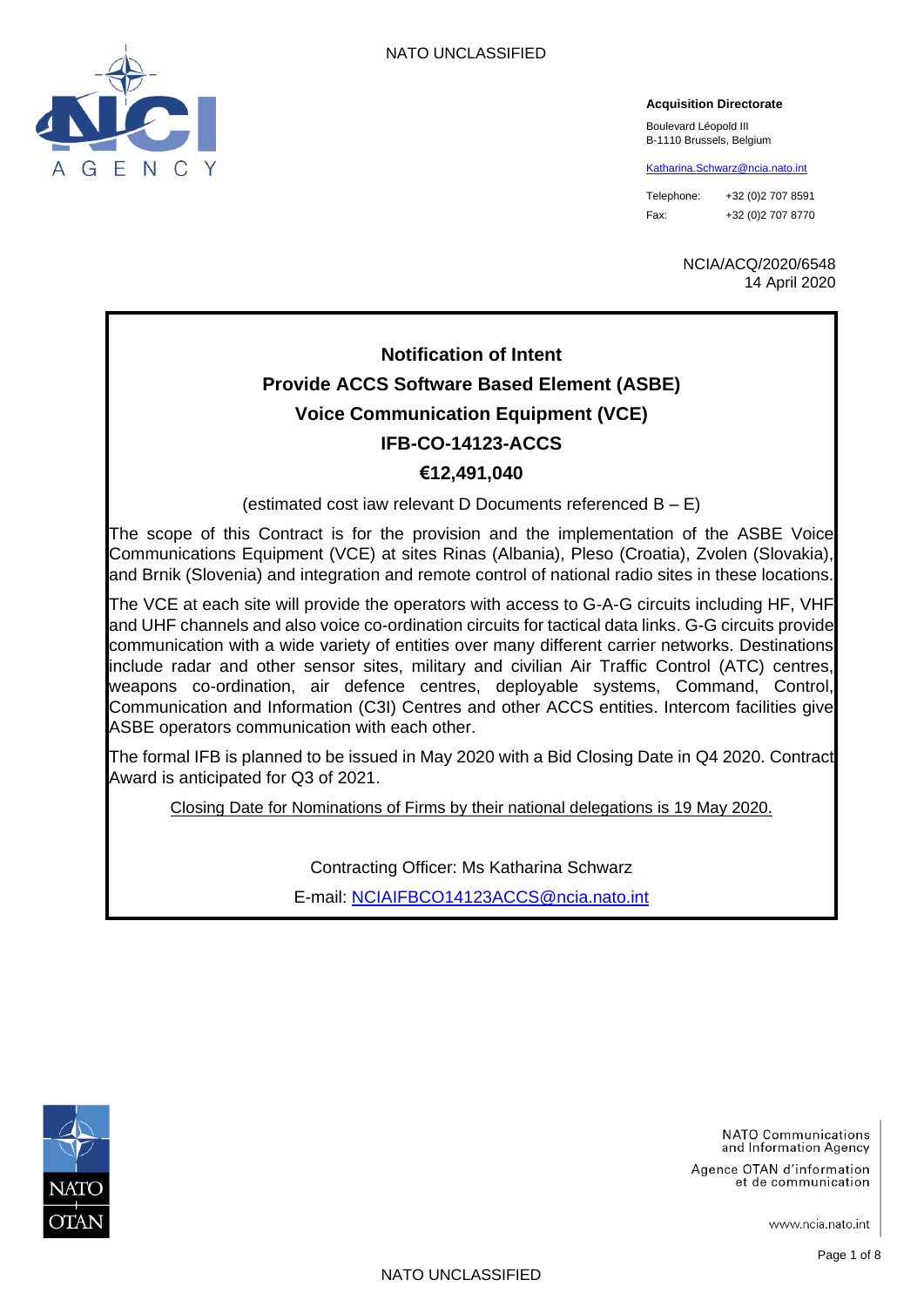NATO UNCLASSIFIED

**Acquisition Directorate**

Boulevard Léopold III
B-1110 Brussels, Belgium

Katharina.Schwarz@ncia.nato.int

Telephone: +32 (0)2 707 8591
Fax: +32 (0)2 707 8770

NCIA/ACQ/2020/6548
14 April 2020

## Notification of Intent

## Provide ACCS Software Based Element (ASBE)

## Voice Communication Equipment (VCE)

## IFB-CO-14123-ACCS

## €12,491,040

(estimated cost iaw relevant D Documents referenced B – E)

The scope of this Contract is for the provision and the implementation of the ASBE Voice Communications Equipment (VCE) at sites Rinas (Albania), Pleso (Croatia), Zvolen (Slovakia), and Brnik (Slovenia) and integration and remote control of national radio sites in these locations.

The VCE at each site will provide the operators with access to G-A-G circuits including HF, VHF and UHF channels and also voice co-ordination circuits for tactical data links. G-G circuits provide communication with a wide variety of entities over many different carrier networks. Destinations include radar and other sensor sites, military and civilian Air Traffic Control (ATC) centres, weapons co-ordination, air defence centres, deployable systems, Command, Control, Communication and Information (C3I) Centres and other ACCS entities. Intercom facilities give ASBE operators communication with each other.

The formal IFB is planned to be issued in May 2020 with a Bid Closing Date in Q4 2020. Contract Award is anticipated for Q3 of 2021.

Closing Date for Nominations of Firms by their national delegations is 19 May 2020.

Contracting Officer: Ms Katharina Schwarz

E-mail: NCIAIFBCO14123ACCS@ncia.nato.int

NATO Communications and Information Agency

Agence OTAN d'information et de communication

www.ncia.nato.int

NATO UNCLASSIFIED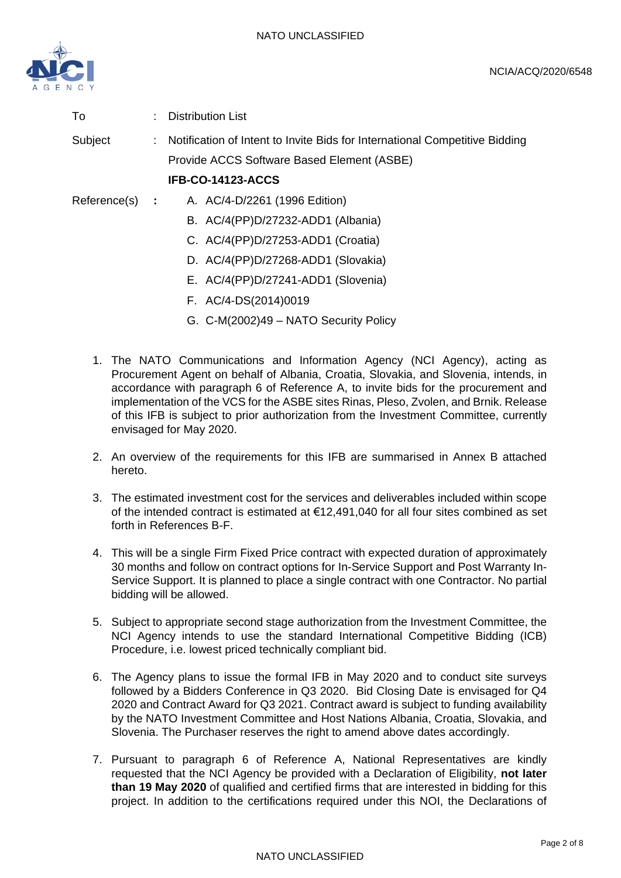NCIA/ACQ/2020/6548

To : Distribution List

Subject : Notification of Intent to Invite Bids for International Competitive Bidding Provide ACCS Software Based Element (ASBE)

**IFB-CO-14123-ACCS**

Reference(s) **:**

A. AC/4-D/2261 (1996 Edition)
B. AC/4(PP)D/27232-ADD1 (Albania)
C. AC/4(PP)D/27253-ADD1 (Croatia)
D. AC/4(PP)D/27268-ADD1 (Slovakia)
E. AC/4(PP)D/27241-ADD1 (Slovenia)
F. AC/4-DS(2014)0019
G. C-M(2002)49 – NATO Security Policy

1. The NATO Communications and Information Agency (NCI Agency), acting as Procurement Agent on behalf of Albania, Croatia, Slovakia, and Slovenia, intends, in accordance with paragraph 6 of Reference A, to invite bids for the procurement and implementation of the VCS for the ASBE sites Rinas, Pleso, Zvolen, and Brnik. Release of this IFB is subject to prior authorization from the Investment Committee, currently envisaged for May 2020.

2. An overview of the requirements for this IFB are summarised in Annex B attached hereto.

3. The estimated investment cost for the services and deliverables included within scope of the intended contract is estimated at €12,491,040 for all four sites combined as set forth in References B-F.

4. This will be a single Firm Fixed Price contract with expected duration of approximately 30 months and follow on contract options for In-Service Support and Post Warranty In-Service Support. It is planned to place a single contract with one Contractor. No partial bidding will be allowed.

5. Subject to appropriate second stage authorization from the Investment Committee, the NCI Agency intends to use the standard International Competitive Bidding (ICB) Procedure, i.e. lowest priced technically compliant bid.

6. The Agency plans to issue the formal IFB in May 2020 and to conduct site surveys followed by a Bidders Conference in Q3 2020. Bid Closing Date is envisaged for Q4 2020 and Contract Award for Q3 2021. Contract award is subject to funding availability by the NATO Investment Committee and Host Nations Albania, Croatia, Slovakia, and Slovenia. The Purchaser reserves the right to amend above dates accordingly.

7. Pursuant to paragraph 6 of Reference A, National Representatives are kindly requested that the NCI Agency be provided with a Declaration of Eligibility, **not later than 19 May 2020** of qualified and certified firms that are interested in bidding for this project. In addition to the certifications required under this NOI, the Declarations of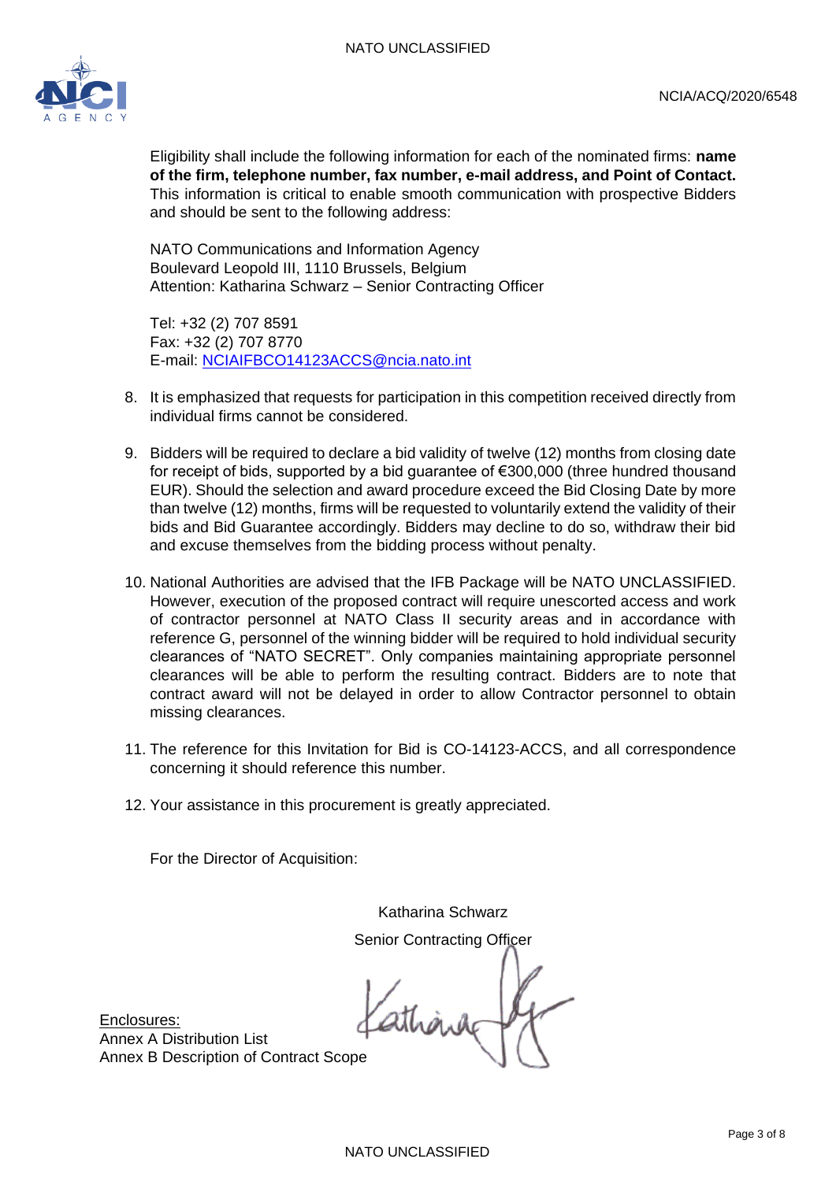Eligibility shall include the following information for each of the nominated firms: **name of the firm, telephone number, fax number, e-mail address, and Point of Contact.** This information is critical to enable smooth communication with prospective Bidders and should be sent to the following address:

NATO Communications and Information Agency
Boulevard Leopold III, 1110 Brussels, Belgium
Attention: Katharina Schwarz – Senior Contracting Officer

Tel: +32 (2) 707 8591
Fax: +32 (2) 707 8770
E-mail: NCIAIFBCO14123ACCS@ncia.nato.int

8. It is emphasized that requests for participation in this competition received directly from individual firms cannot be considered.

9. Bidders will be required to declare a bid validity of twelve (12) months from closing date for receipt of bids, supported by a bid guarantee of €300,000 (three hundred thousand EUR). Should the selection and award procedure exceed the Bid Closing Date by more than twelve (12) months, firms will be requested to voluntarily extend the validity of their bids and Bid Guarantee accordingly. Bidders may decline to do so, withdraw their bid and excuse themselves from the bidding process without penalty.

10. National Authorities are advised that the IFB Package will be NATO UNCLASSIFIED. However, execution of the proposed contract will require unescorted access and work of contractor personnel at NATO Class II security areas and in accordance with reference G, personnel of the winning bidder will be required to hold individual security clearances of "NATO SECRET". Only companies maintaining appropriate personnel clearances will be able to perform the resulting contract. Bidders are to note that contract award will not be delayed in order to allow Contractor personnel to obtain missing clearances.

11. The reference for this Invitation for Bid is CO-14123-ACCS, and all correspondence concerning it should reference this number.

12. Your assistance in this procurement is greatly appreciated.

For the Director of Acquisition:

Katharina Schwarz
Senior Contracting Officer

Enclosures:
Annex A Distribution List
Annex B Description of Contract Scope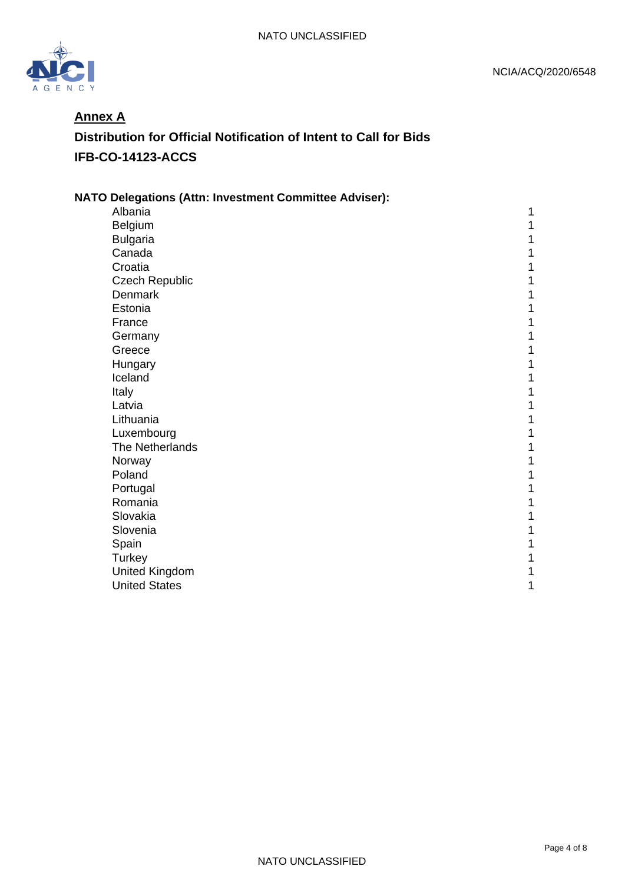## Annex A

### Distribution for Official Notification of Intent to Call for Bids

### IFB-CO-14123-ACCS

**NATO Delegations (Attn: Investment Committee Adviser):**

| | |
|---|---|
| Albania | 1 |
| Belgium | 1 |
| Bulgaria | 1 |
| Canada | 1 |
| Croatia | 1 |
| Czech Republic | 1 |
| Denmark | 1 |
| Estonia | 1 |
| France | 1 |
| Germany | 1 |
| Greece | 1 |
| Hungary | 1 |
| Iceland | 1 |
| Italy | 1 |
| Latvia | 1 |
| Lithuania | 1 |
| Luxembourg | 1 |
| The Netherlands | 1 |
| Norway | 1 |
| Poland | 1 |
| Portugal | 1 |
| Romania | 1 |
| Slovakia | 1 |
| Slovenia | 1 |
| Spain | 1 |
| Turkey | 1 |
| United Kingdom | 1 |
| United States | 1 |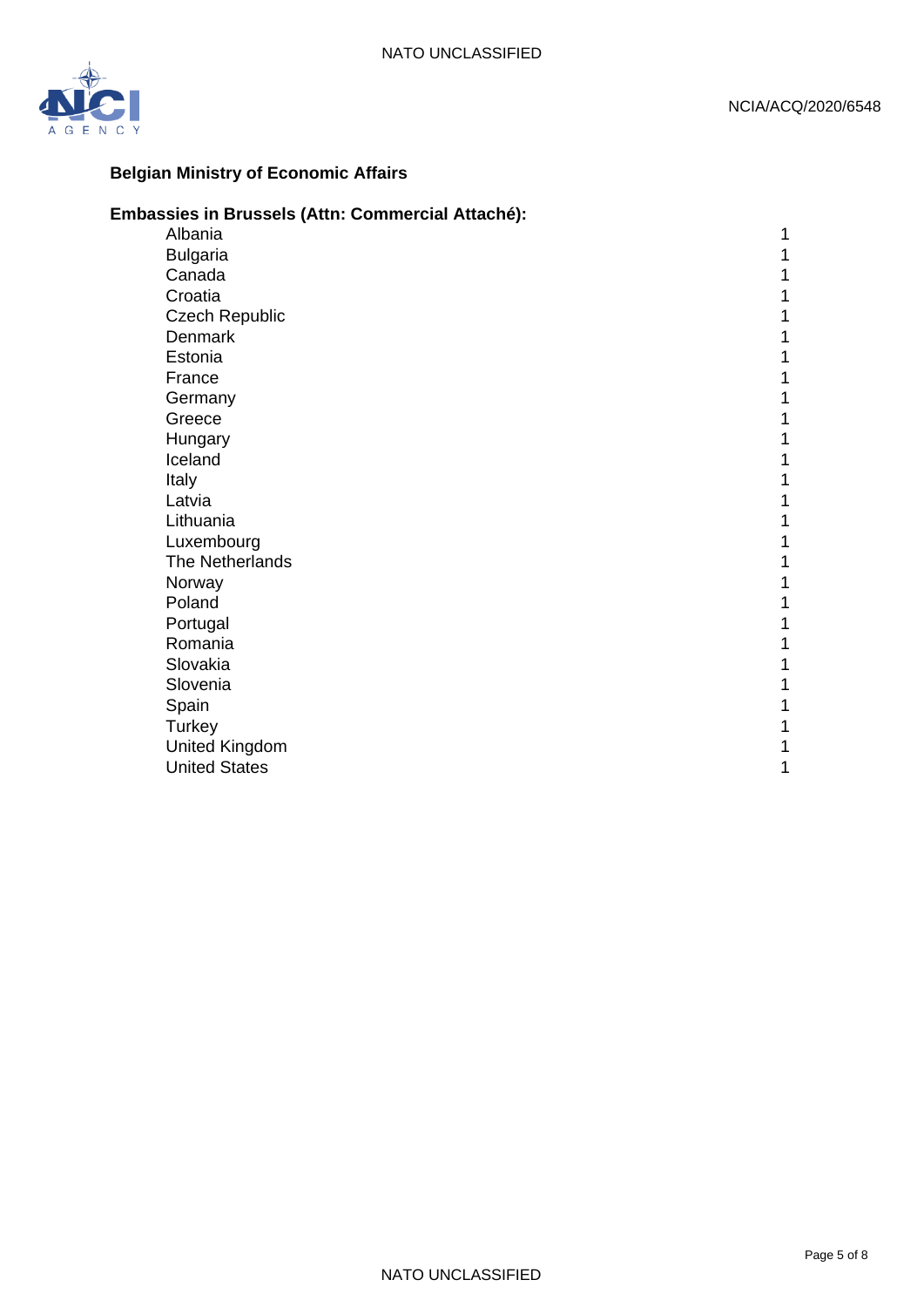**Belgian Ministry of Economic Affairs**

**Embassies in Brussels (Attn: Commercial Attaché):**

| | |
|---|---|
| Albania | 1 |
| Bulgaria | 1 |
| Canada | 1 |
| Croatia | 1 |
| Czech Republic | 1 |
| Denmark | 1 |
| Estonia | 1 |
| France | 1 |
| Germany | 1 |
| Greece | 1 |
| Hungary | 1 |
| Iceland | 1 |
| Italy | 1 |
| Latvia | 1 |
| Lithuania | 1 |
| Luxembourg | 1 |
| The Netherlands | 1 |
| Norway | 1 |
| Poland | 1 |
| Portugal | 1 |
| Romania | 1 |
| Slovakia | 1 |
| Slovenia | 1 |
| Spain | 1 |
| Turkey | 1 |
| United Kingdom | 1 |
| United States | 1 |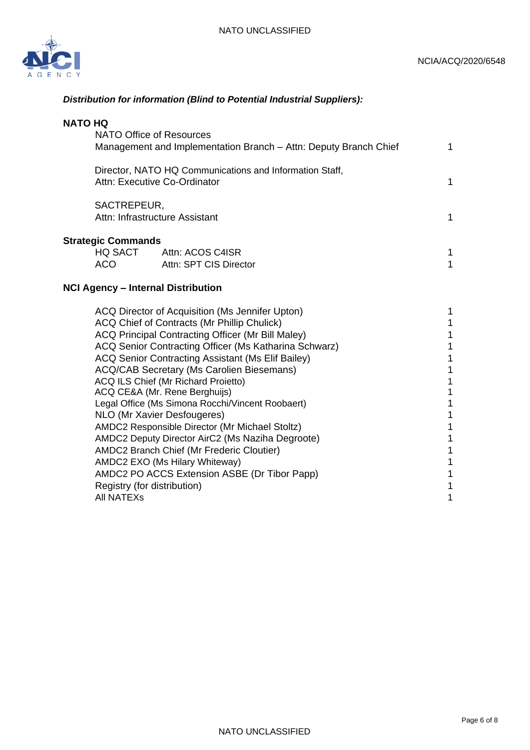***Distribution for information (Blind to Potential Industrial Suppliers):***

**NATO HQ**

| | |
|---|---|
| NATO Office of Resources<br>Management and Implementation Branch – Attn: Deputy Branch Chief | 1 |
| Director, NATO HQ Communications and Information Staff,<br>Attn: Executive Co-Ordinator | 1 |
| SACTREPEUR,<br>Attn: Infrastructure Assistant | 1 |

**Strategic Commands**

| | | |
|---|---|---|
| HQ SACT | Attn: ACOS C4ISR | 1 |
| ACO | Attn: SPT CIS Director | 1 |

**NCI Agency – Internal Distribution**

| | |
|---|---|
| ACQ Director of Acquisition (Ms Jennifer Upton) | 1 |
| ACQ Chief of Contracts (Mr Phillip Chulick) | 1 |
| ACQ Principal Contracting Officer (Mr Bill Maley) | 1 |
| ACQ Senior Contracting Officer (Ms Katharina Schwarz) | 1 |
| ACQ Senior Contracting Assistant (Ms Elif Bailey) | 1 |
| ACQ/CAB Secretary (Ms Carolien Biesemans) | 1 |
| ACQ ILS Chief (Mr Richard Proietto) | 1 |
| ACQ CE&A (Mr. Rene Berghuijs) | 1 |
| Legal Office (Ms Simona Rocchi/Vincent Roobaert) | 1 |
| NLO (Mr Xavier Desfougeres) | 1 |
| AMDC2 Responsible Director (Mr Michael Stoltz) | 1 |
| AMDC2 Deputy Director AirC2 (Ms Naziha Degroote) | 1 |
| AMDC2 Branch Chief (Mr Frederic Cloutier) | 1 |
| AMDC2 EXO (Ms Hilary Whiteway) | 1 |
| AMDC2 PO ACCS Extension ASBE (Dr Tibor Papp) | 1 |
| Registry (for distribution) | 1 |
| All NATEXs | 1 |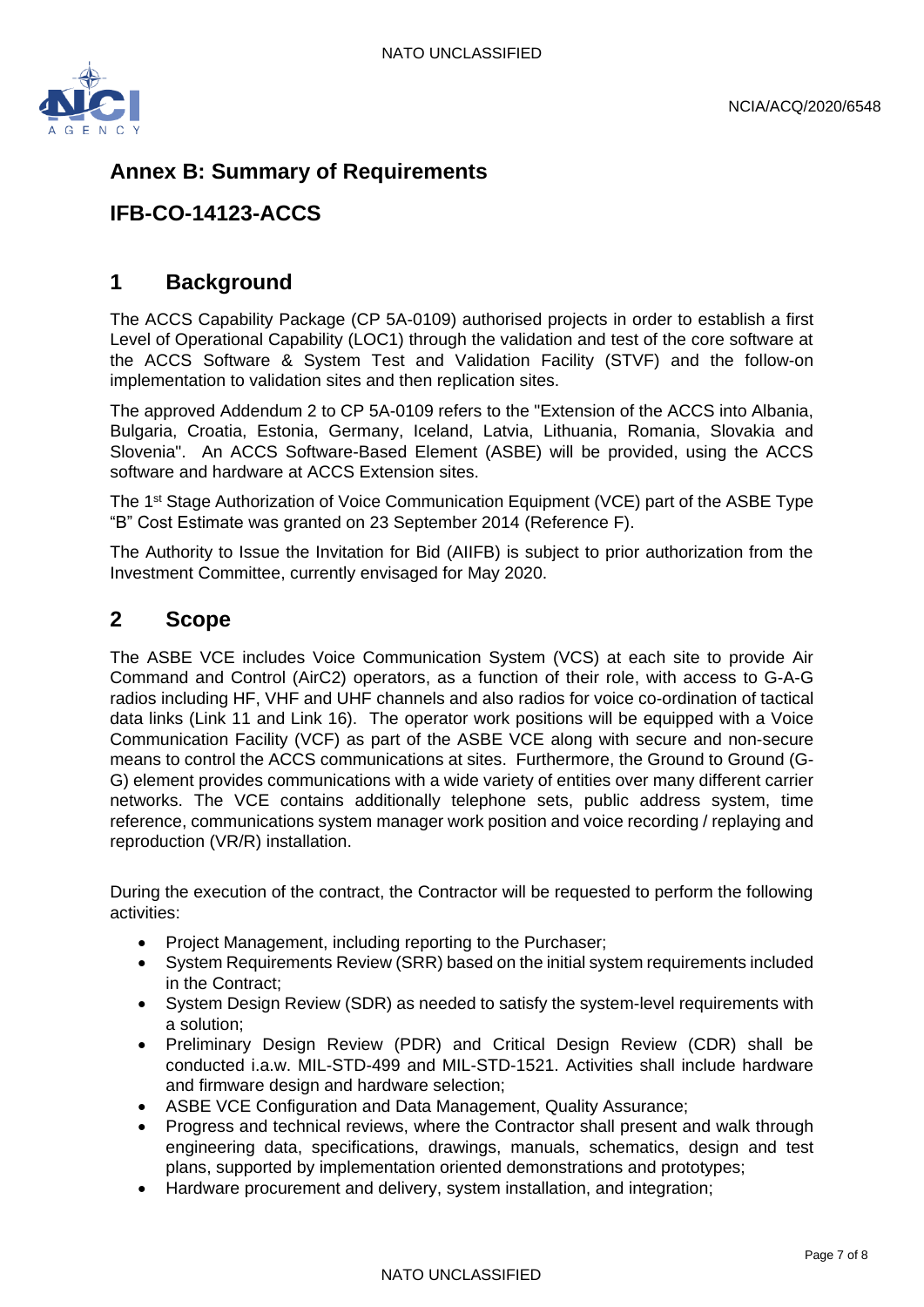# Annex B: Summary of Requirements

# IFB-CO-14123-ACCS

## 1 Background

The ACCS Capability Package (CP 5A-0109) authorised projects in order to establish a first Level of Operational Capability (LOC1) through the validation and test of the core software at the ACCS Software & System Test and Validation Facility (STVF) and the follow-on implementation to validation sites and then replication sites.

The approved Addendum 2 to CP 5A-0109 refers to the "Extension of the ACCS into Albania, Bulgaria, Croatia, Estonia, Germany, Iceland, Latvia, Lithuania, Romania, Slovakia and Slovenia". An ACCS Software-Based Element (ASBE) will be provided, using the ACCS software and hardware at ACCS Extension sites.

The 1st Stage Authorization of Voice Communication Equipment (VCE) part of the ASBE Type "B" Cost Estimate was granted on 23 September 2014 (Reference F).

The Authority to Issue the Invitation for Bid (AIIFB) is subject to prior authorization from the Investment Committee, currently envisaged for May 2020.

## 2 Scope

The ASBE VCE includes Voice Communication System (VCS) at each site to provide Air Command and Control (AirC2) operators, as a function of their role, with access to G-A-G radios including HF, VHF and UHF channels and also radios for voice co-ordination of tactical data links (Link 11 and Link 16). The operator work positions will be equipped with a Voice Communication Facility (VCF) as part of the ASBE VCE along with secure and non-secure means to control the ACCS communications at sites. Furthermore, the Ground to Ground (G-G) element provides communications with a wide variety of entities over many different carrier networks. The VCE contains additionally telephone sets, public address system, time reference, communications system manager work position and voice recording / replaying and reproduction (VR/R) installation.

During the execution of the contract, the Contractor will be requested to perform the following activities:

- Project Management, including reporting to the Purchaser;
- System Requirements Review (SRR) based on the initial system requirements included in the Contract;
- System Design Review (SDR) as needed to satisfy the system-level requirements with a solution;
- Preliminary Design Review (PDR) and Critical Design Review (CDR) shall be conducted i.a.w. MIL-STD-499 and MIL-STD-1521. Activities shall include hardware and firmware design and hardware selection;
- ASBE VCE Configuration and Data Management, Quality Assurance;
- Progress and technical reviews, where the Contractor shall present and walk through engineering data, specifications, drawings, manuals, schematics, design and test plans, supported by implementation oriented demonstrations and prototypes;
- Hardware procurement and delivery, system installation, and integration;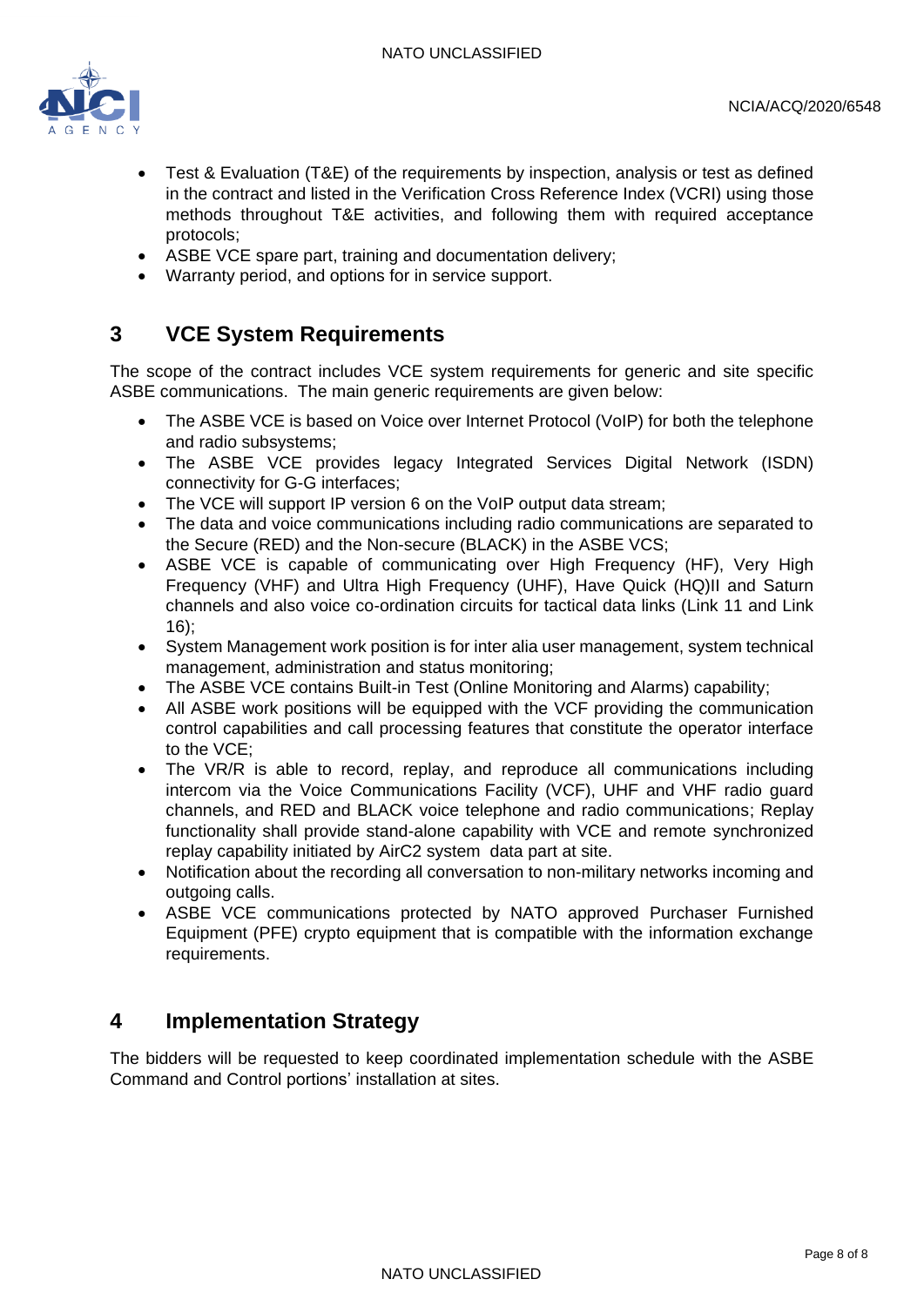- Test & Evaluation (T&E) of the requirements by inspection, analysis or test as defined in the contract and listed in the Verification Cross Reference Index (VCRI) using those methods throughout T&E activities, and following them with required acceptance protocols;
- ASBE VCE spare part, training and documentation delivery;
- Warranty period, and options for in service support.

## 3 VCE System Requirements

The scope of the contract includes VCE system requirements for generic and site specific ASBE communications. The main generic requirements are given below:

- The ASBE VCE is based on Voice over Internet Protocol (VoIP) for both the telephone and radio subsystems;
- The ASBE VCE provides legacy Integrated Services Digital Network (ISDN) connectivity for G-G interfaces;
- The VCE will support IP version 6 on the VoIP output data stream;
- The data and voice communications including radio communications are separated to the Secure (RED) and the Non-secure (BLACK) in the ASBE VCS;
- ASBE VCE is capable of communicating over High Frequency (HF), Very High Frequency (VHF) and Ultra High Frequency (UHF), Have Quick (HQ)II and Saturn channels and also voice co-ordination circuits for tactical data links (Link 11 and Link 16);
- System Management work position is for inter alia user management, system technical management, administration and status monitoring;
- The ASBE VCE contains Built-in Test (Online Monitoring and Alarms) capability;
- All ASBE work positions will be equipped with the VCF providing the communication control capabilities and call processing features that constitute the operator interface to the VCE;
- The VR/R is able to record, replay, and reproduce all communications including intercom via the Voice Communications Facility (VCF), UHF and VHF radio guard channels, and RED and BLACK voice telephone and radio communications; Replay functionality shall provide stand-alone capability with VCE and remote synchronized replay capability initiated by AirC2 system data part at site.
- Notification about the recording all conversation to non-military networks incoming and outgoing calls.
- ASBE VCE communications protected by NATO approved Purchaser Furnished Equipment (PFE) crypto equipment that is compatible with the information exchange requirements.

## 4 Implementation Strategy

The bidders will be requested to keep coordinated implementation schedule with the ASBE Command and Control portions' installation at sites.